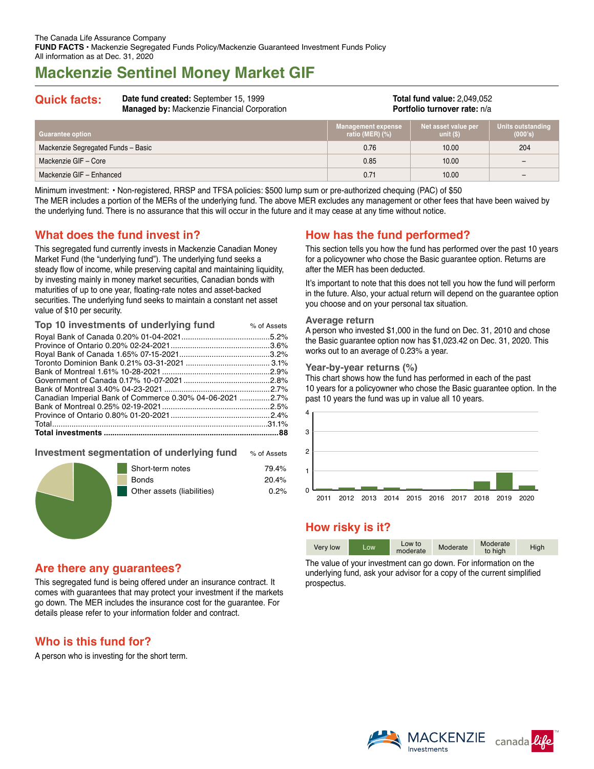The Canada Life Assurance Company
**FUND FACTS** • Mackenzie Segregated Funds Policy/Mackenzie Guaranteed Investment Funds Policy
All information as at Dec. 31, 2020

# Mackenzie Sentinel Money Market GIF

## Quick facts:

**Date fund created:** September 15, 1999
**Managed by:** Mackenzie Financial Corporation

**Total fund value:** 2,049,052
**Portfolio turnover rate:** n/a

| Guarantee option | Management expense ratio (MER) (%) | Net asset value per unit ($) | Units outstanding (000's) |
|---|---|---|---|
| Mackenzie Segregated Funds – Basic | 0.76 | 10.00 | 204 |
| Mackenzie GIF – Core | 0.85 | 10.00 | – |
| Mackenzie GIF – Enhanced | 0.71 | 10.00 | – |

Minimum investment: • Non-registered, RRSP and TFSA policies: $500 lump sum or pre-authorized chequing (PAC) of $50
The MER includes a portion of the MERs of the underlying fund. The above MER excludes any management or other fees that have been waived by the underlying fund. There is no assurance that this will occur in the future and it may cease at any time without notice.

## What does the fund invest in?

This segregated fund currently invests in Mackenzie Canadian Money Market Fund (the "underlying fund"). The underlying fund seeks a steady flow of income, while preserving capital and maintaining liquidity, by investing mainly in money market securities, Canadian bonds with maturities of up to one year, floating-rate notes and asset-backed securities. The underlying fund seeks to maintain a constant net asset value of $10 per security.

### Top 10 investments of underlying fund

| | % of Assets |
|---|---|
| Royal Bank of Canada 0.20% 01-04-2021 | 5.2% |
| Province of Ontario 0.20% 02-24-2021 | 3.6% |
| Royal Bank of Canada 1.65% 07-15-2021 | 3.2% |
| Toronto Dominion Bank 0.21% 03-31-2021 | 3.1% |
| Bank of Montreal 1.61% 10-28-2021 | 2.9% |
| Government of Canada 0.17% 10-07-2021 | 2.8% |
| Bank of Montreal 3.40% 04-23-2021 | 2.7% |
| Canadian Imperial Bank of Commerce 0.30% 04-06-2021 | 2.7% |
| Bank of Montreal 0.25% 02-19-2021 | 2.5% |
| Province of Ontario 0.80% 01-20-2021 | 2.4% |
| Total | 31.1% |
| **Total investments** | **88** |

### Investment segmentation of underlying fund

| | % of Assets |
|---|---|
| Short-term notes | 79.4% |
| Bonds | 20.4% |
| Other assets (liabilities) | 0.2% |

## How has the fund performed?

This section tells you how the fund has performed over the past 10 years for a policyowner who chose the Basic guarantee option. Returns are after the MER has been deducted.

It's important to note that this does not tell you how the fund will perform in the future. Also, your actual return will depend on the guarantee option you choose and on your personal tax situation.

### Average return

A person who invested $1,000 in the fund on Dec. 31, 2010 and chose the Basic guarantee option now has $1,023.42 on Dec. 31, 2020. This works out to an average of 0.23% a year.

### Year-by-year returns (%)

This chart shows how the fund has performed in each of the past 10 years for a policyowner who chose the Basic guarantee option. In the past 10 years the fund was up in value all 10 years.

## How risky is it?

| Very low | **Low** | Low to moderate | Moderate | Moderate to high | High |
|---|---|---|---|---|---|

The value of your investment can go down. For information on the underlying fund, ask your advisor for a copy of the current simplified prospectus.

## Are there any guarantees?

This segregated fund is being offered under an insurance contract. It comes with guarantees that may protect your investment if the markets go down. The MER includes the insurance cost for the guarantee. For details please refer to your information folder and contract.

## Who is this fund for?

A person who is investing for the short term.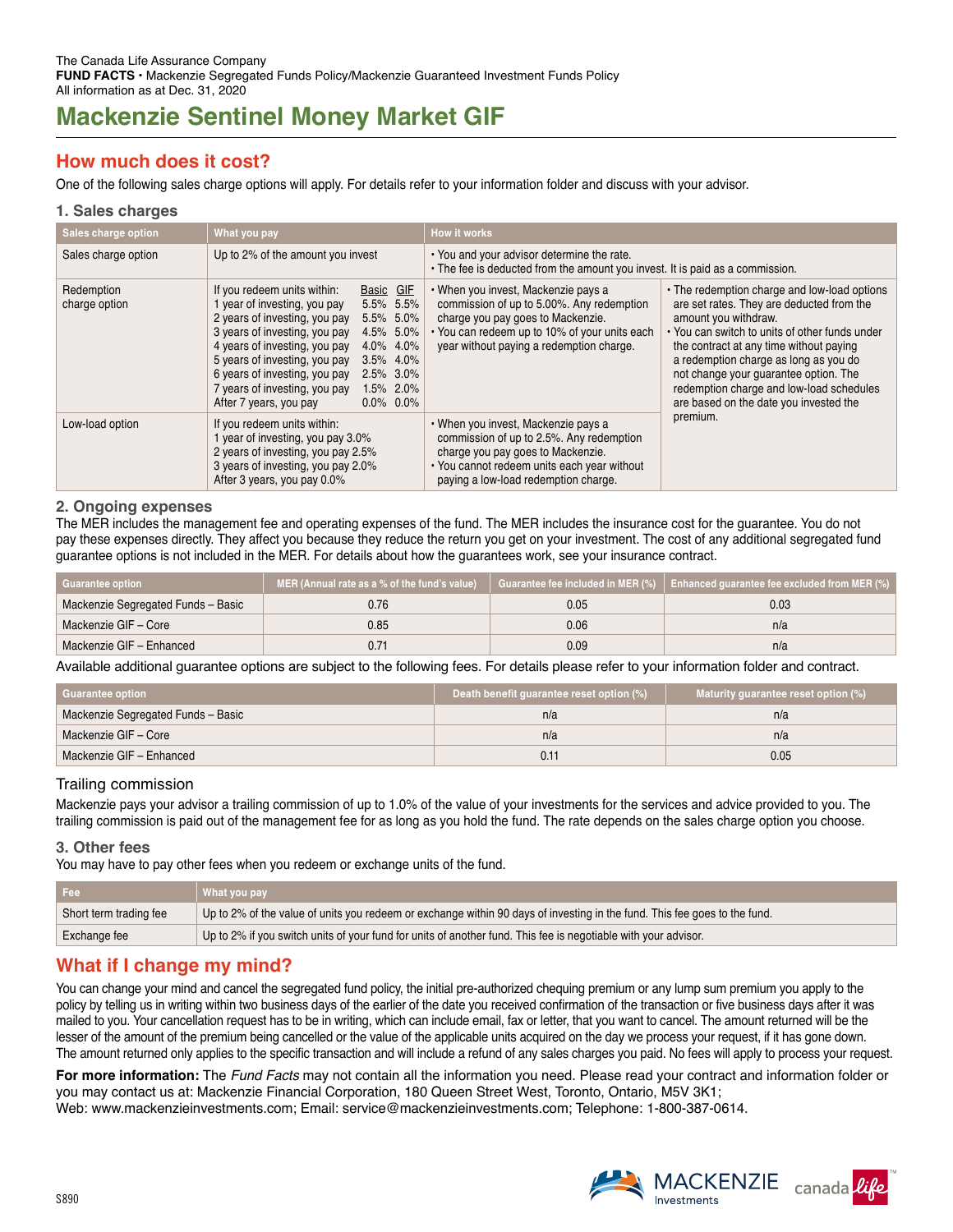The Canada Life Assurance Company
**FUND FACTS** • Mackenzie Segregated Funds Policy/Mackenzie Guaranteed Investment Funds Policy
All information as at Dec. 31, 2020

# Mackenzie Sentinel Money Market GIF

## How much does it cost?

One of the following sales charge options will apply. For details refer to your information folder and discuss with your advisor.

### 1. Sales charges

| Sales charge option | What you pay | How it works | |
|---|---|---|---|
| Sales charge option | Up to 2% of the amount you invest | • You and your advisor determine the rate.<br>• The fee is deducted from the amount you invest. It is paid as a commission. | |
| Redemption charge option | If you redeem units within: Basic / GIF<br>1 year of investing, you pay 5.5% 5.5%<br>2 years of investing, you pay 5.5% 5.0%<br>3 years of investing, you pay 4.5% 5.0%<br>4 years of investing, you pay 4.0% 4.0%<br>5 years of investing, you pay 3.5% 4.0%<br>6 years of investing, you pay 2.5% 3.0%<br>7 years of investing, you pay 1.5% 2.0%<br>After 7 years, you pay 0.0% 0.0% | • When you invest, Mackenzie pays a commission of up to 5.00%. Any redemption charge you pay goes to Mackenzie.<br>• You can redeem up to 10% of your units each year without paying a redemption charge. | • The redemption charge and low-load options are set rates. They are deducted from the amount you withdraw.<br>• You can switch to units of other funds under the contract at any time without paying a redemption charge as long as you do not change your guarantee option. The redemption charge and low-load schedules are based on the date you invested the premium. |
| Low-load option | If you redeem units within:<br>1 year of investing, you pay 3.0%<br>2 years of investing, you pay 2.5%<br>3 years of investing, you pay 2.0%<br>After 3 years, you pay 0.0% | • When you invest, Mackenzie pays a commission of up to 2.5%. Any redemption charge you pay goes to Mackenzie.<br>• You cannot redeem units each year without paying a low-load redemption charge. | |

### 2. Ongoing expenses

The MER includes the management fee and operating expenses of the fund. The MER includes the insurance cost for the guarantee. You do not pay these expenses directly. They affect you because they reduce the return you get on your investment. The cost of any additional segregated fund guarantee options is not included in the MER. For details about how the guarantees work, see your insurance contract.

| Guarantee option | MER (Annual rate as a % of the fund's value) | Guarantee fee included in MER (%) | Enhanced guarantee fee excluded from MER (%) |
|---|---|---|---|
| Mackenzie Segregated Funds – Basic | 0.76 | 0.05 | 0.03 |
| Mackenzie GIF – Core | 0.85 | 0.06 | n/a |
| Mackenzie GIF – Enhanced | 0.71 | 0.09 | n/a |

Available additional guarantee options are subject to the following fees. For details please refer to your information folder and contract.

| Guarantee option | Death benefit guarantee reset option (%) | Maturity guarantee reset option (%) |
|---|---|---|
| Mackenzie Segregated Funds – Basic | n/a | n/a |
| Mackenzie GIF – Core | n/a | n/a |
| Mackenzie GIF – Enhanced | 0.11 | 0.05 |

#### Trailing commission

Mackenzie pays your advisor a trailing commission of up to 1.0% of the value of your investments for the services and advice provided to you. The trailing commission is paid out of the management fee for as long as you hold the fund. The rate depends on the sales charge option you choose.

### 3. Other fees

You may have to pay other fees when you redeem or exchange units of the fund.

| Fee | What you pay |
|---|---|
| Short term trading fee | Up to 2% of the value of units you redeem or exchange within 90 days of investing in the fund. This fee goes to the fund. |
| Exchange fee | Up to 2% if you switch units of your fund for units of another fund. This fee is negotiable with your advisor. |

## What if I change my mind?

You can change your mind and cancel the segregated fund policy, the initial pre-authorized chequing premium or any lump sum premium you apply to the policy by telling us in writing within two business days of the earlier of the date you received confirmation of the transaction or five business days after it was mailed to you. Your cancellation request has to be in writing, which can include email, fax or letter, that you want to cancel. The amount returned will be the lesser of the amount of the premium being cancelled or the value of the applicable units acquired on the day we process your request, if it has gone down. The amount returned only applies to the specific transaction and will include a refund of any sales charges you paid. No fees will apply to process your request.

**For more information:** The *Fund Facts* may not contain all the information you need. Please read your contract and information folder or you may contact us at: Mackenzie Financial Corporation, 180 Queen Street West, Toronto, Ontario, M5V 3K1;
Web: www.mackenzieinvestments.com; Email: service@mackenzieinvestments.com; Telephone: 1-800-387-0614.

S890